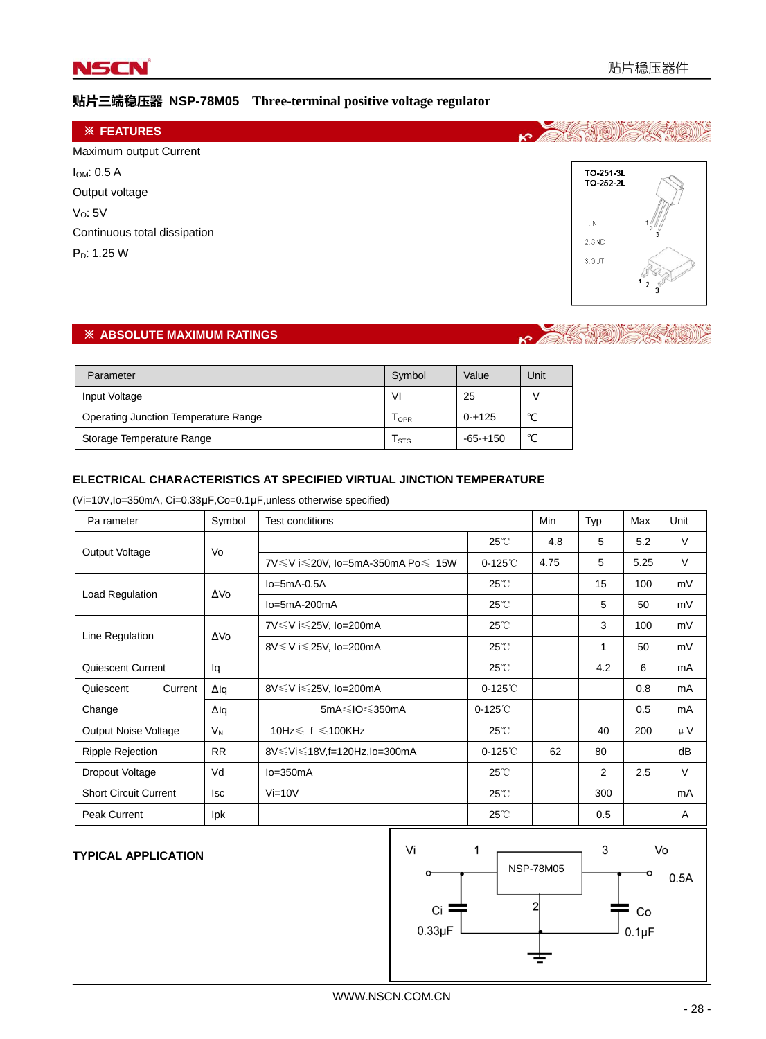# 贴片三端稳压器 NSP-78M05　Three-terminal positive voltage regulator

## ※ FEATURES

Maximum output Current

$I_{OM}$: 0.5 A

Output voltage

$V_O$: 5V

Continuous total dissipation

$P_D$: 1.25 W

TO-251-3L
TO-252-2L

1 IN
2 GND
3 OUT

## ※ ABSOLUTE MAXIMUM RATINGS

| Parameter | Symbol | Value | Unit |
|---|---|---|---|
| Input Voltage | VI | 25 | V |
| Operating Junction Temperature Range | $T_{OPR}$ | 0-+125 | ℃ |
| Storage Temperature Range | $T_{STG}$ | -65-+150 | ℃ |

### ELECTRICAL CHARACTERISTICS AT SPECIFIED VIRTUAL JINCTION TEMPERATURE

(Vi=10V,Io=350mA, Ci=0.33μF,Co=0.1μF,unless otherwise specified)

| Pa rameter | Symbol | Test conditions | | Min | Typ | Max | Unit |
|---|---|---|---|---|---|---|---|
| Output Voltage | Vo | | 25℃ | 4.8 | 5 | 5.2 | V |
| | | 7V≤V i≤20V, Io=5mA-350mA Po≤ 15W | 0-125℃ | 4.75 | 5 | 5.25 | V |
| Load Regulation | ΔVo | Io=5mA-0.5A | 25℃ | | 15 | 100 | mV |
| | | Io=5mA-200mA | 25℃ | | 5 | 50 | mV |
| Line Regulation | ΔVo | 7V≤V i≤25V, Io=200mA | 25℃ | | 3 | 100 | mV |
| | | 8V≤V i≤25V, Io=200mA | 25℃ | | 1 | 50 | mV |
| Quiescent Current | Iq | | 25℃ | | 4.2 | 6 | mA |
| Quiescent Current Change | ΔIq | 8V≤V i≤25V, Io=200mA | 0-125℃ | | | 0.8 | mA |
| | ΔIq | 5mA≤IO≤350mA | 0-125℃ | | | 0.5 | mA |
| Output Noise Voltage | $V_N$ | 10Hz≤ f ≤100KHz | 25℃ | | 40 | 200 | μV |
| Ripple Rejection | RR | 8V≤Vi≤18V,f=120Hz,Io=300mA | 0-125℃ | 62 | 80 | | dB |
| Dropout Voltage | Vd | Io=350mA | 25℃ | | 2 | 2.5 | V |
| Short Circuit Current | Isc | Vi=10V | 25℃ | | 300 | | mA |
| Peak Current | Ipk | | 25℃ | | 0.5 | | A |

### TYPICAL APPLICATION

Vi　1　NSP-78M05　3　Vo　0.5A

Ci 0.33μF　2　Co 0.1μF

WWW.NSCN.COM.CN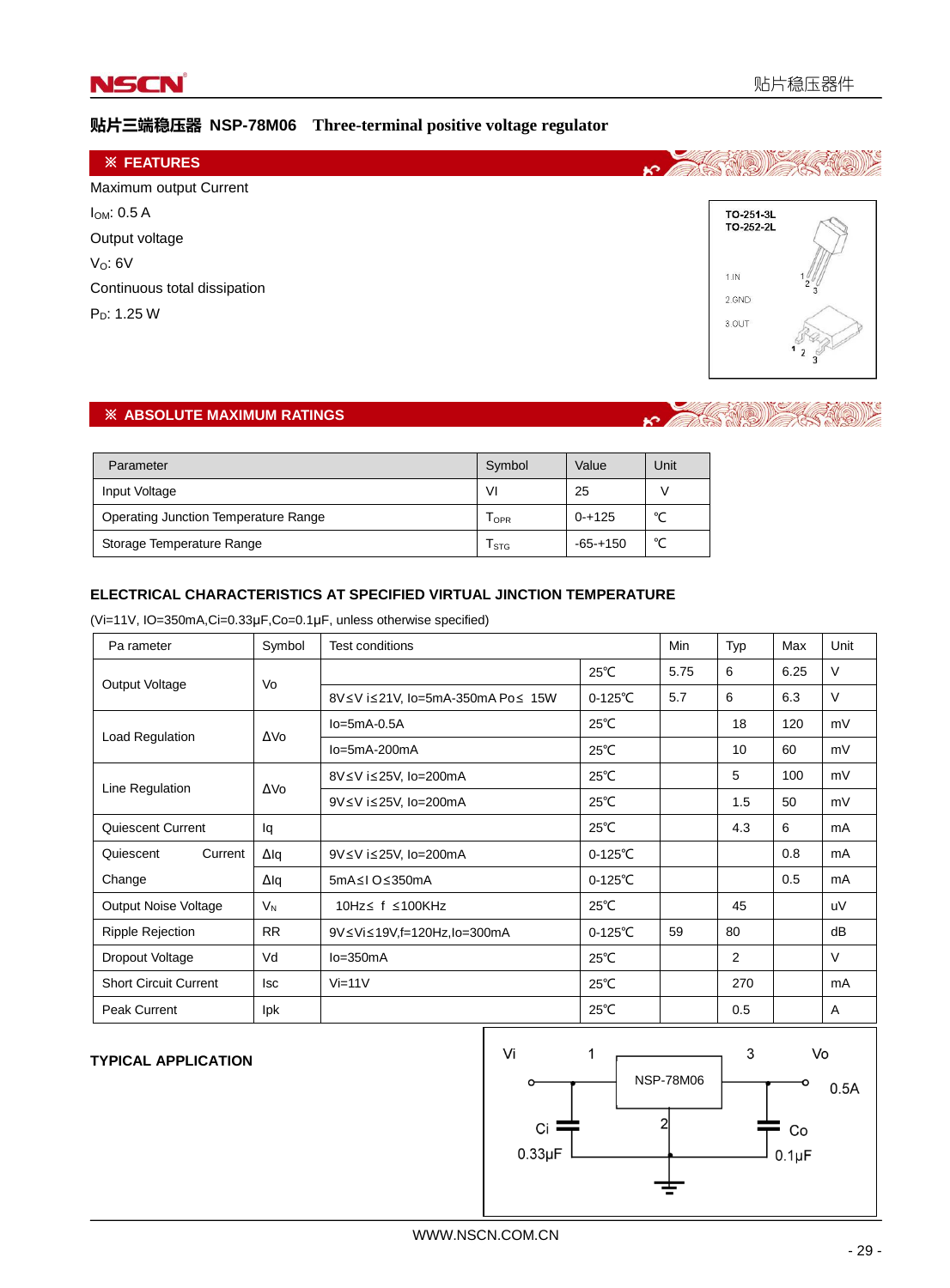## 贴片三端稳压器 NSP-78M06　Three-terminal positive voltage regulator

### ※ FEATURES

Maximum output Current

$I_{OM}$: 0.5 A

Output voltage

$V_O$: 6V

Continuous total dissipation

$P_D$: 1.25 W

TO-251-3L
TO-252-2L

1.IN
2.GND
3.OUT

### ※ ABSOLUTE MAXIMUM RATINGS

| Parameter | Symbol | Value | Unit |
|---|---|---|---|
| Input Voltage | VI | 25 | V |
| Operating Junction Temperature Range | $T_{OPR}$ | 0-+125 | ℃ |
| Storage Temperature Range | $T_{STG}$ | -65-+150 | ℃ |

### ELECTRICAL CHARACTERISTICS AT SPECIFIED VIRTUAL JINCTION TEMPERATURE

(Vi=11V, IO=350mA,Ci=0.33μF,Co=0.1μF, unless otherwise specified)

| Pa rameter | Symbol | Test conditions | | Min | Typ | Max | Unit |
|---|---|---|---|---|---|---|---|
| Output Voltage | Vo | | 25℃ | 5.75 | 6 | 6.25 | V |
| | | 8V≤V i≤21V, Io=5mA-350mA Po≤ 15W | 0-125℃ | 5.7 | 6 | 6.3 | V |
| Load Regulation | ΔVo | Io=5mA-0.5A | 25℃ | | 18 | 120 | mV |
| | | Io=5mA-200mA | 25℃ | | 10 | 60 | mV |
| Line Regulation | ΔVo | 8V≤V i≤25V, Io=200mA | 25℃ | | 5 | 100 | mV |
| | | 9V≤V i≤25V, Io=200mA | 25℃ | | 1.5 | 50 | mV |
| Quiescent Current | Iq | | 25℃ | | 4.3 | 6 | mA |
| Quiescent Current Change | ΔIq | 9V≤V i≤25V, Io=200mA | 0-125℃ | | | 0.8 | mA |
| | ΔIq | 5mA≤I O≤350mA | 0-125℃ | | | 0.5 | mA |
| Output Noise Voltage | $V_N$ | 10Hz≤ f ≤100KHz | 25℃ | | 45 | | uV |
| Ripple Rejection | RR | 9V≤Vi≤19V,f=120Hz,Io=300mA | 0-125℃ | 59 | 80 | | dB |
| Dropout Voltage | Vd | Io=350mA | 25℃ | | 2 | | V |
| Short Circuit Current | Isc | Vi=11V | 25℃ | | 270 | | mA |
| Peak Current | Ipk | | 25℃ | | 0.5 | | A |

### TYPICAL APPLICATION

Vi　1　NSP-78M06　3　Vo　0.5A
Ci 0.33μF　2　Co 0.1μF

WWW.NSCN.COM.CN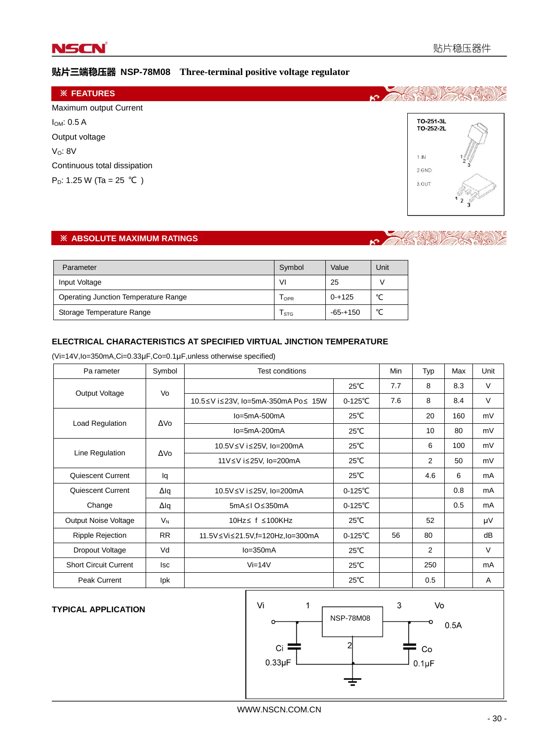# 贴片三端稳压器 NSP-78M08　Three-terminal positive voltage regulator

## ※ FEATURES

Maximum output Current

$I_{OM}$: 0.5 A

Output voltage

$V_O$: 8V

Continuous total dissipation

$P_D$: 1.25 W (Ta = 25 ℃ )

TO-251-3L
TO-252-2L

1.IN
2.GND
3.OUT

## ※ ABSOLUTE MAXIMUM RATINGS

| Parameter | Symbol | Value | Unit |
|---|---|---|---|
| Input Voltage | VI | 25 | V |
| Operating Junction Temperature Range | $T_{OPR}$ | 0-+125 | ℃ |
| Storage Temperature Range | $T_{STG}$ | -65-+150 | ℃ |

### ELECTRICAL CHARACTERISTICS AT SPECIFIED VIRTUAL JINCTION TEMPERATURE

(Vi=14V,Io=350mA,Ci=0.33μF,Co=0.1μF,unless otherwise specified)

| Pa rameter | Symbol | Test conditions | | Min | Typ | Max | Unit |
|---|---|---|---|---|---|---|---|
| Output Voltage | Vo | | 25℃ | 7.7 | 8 | 8.3 | V |
| | | 10.5≤V i≤23V, Io=5mA-350mA Po≤ 15W | 0-125℃ | 7.6 | 8 | 8.4 | V |
| Load Regulation | ΔVo | Io=5mA-500mA | 25℃ | | 20 | 160 | mV |
| | | Io=5mA-200mA | 25℃ | | 10 | 80 | mV |
| Line Regulation | ΔVo | 10.5V≤V i≤25V, Io=200mA | 25℃ | | 6 | 100 | mV |
| | | 11V≤V i≤25V, Io=200mA | 25℃ | | 2 | 50 | mV |
| Quiescent Current | Iq | | 25℃ | | 4.6 | 6 | mA |
| Quiescent Current Change | ΔIq | 10.5V≤V i≤25V, Io=200mA | 0-125℃ | | | 0.8 | mA |
| | ΔIq | 5mA≤I O≤350mA | 0-125℃ | | | 0.5 | mA |
| Output Noise Voltage | $V_N$ | 10Hz≤ f ≤100KHz | 25℃ | | 52 | | μV |
| Ripple Rejection | RR | 11.5V≤Vi≤21.5V,f=120Hz,Io=300mA | 0-125℃ | 56 | 80 | | dB |
| Dropout Voltage | Vd | Io=350mA | 25℃ | | 2 | | V |
| Short Circuit Current | Isc | Vi=14V | 25℃ | | 250 | | mA |
| Peak Current | Ipk | | 25℃ | | 0.5 | | A |

### TYPICAL APPLICATION

Vi　1　NSP-78M08　3　Vo　0.5A

Ci 0.33μF　2　Co 0.1μF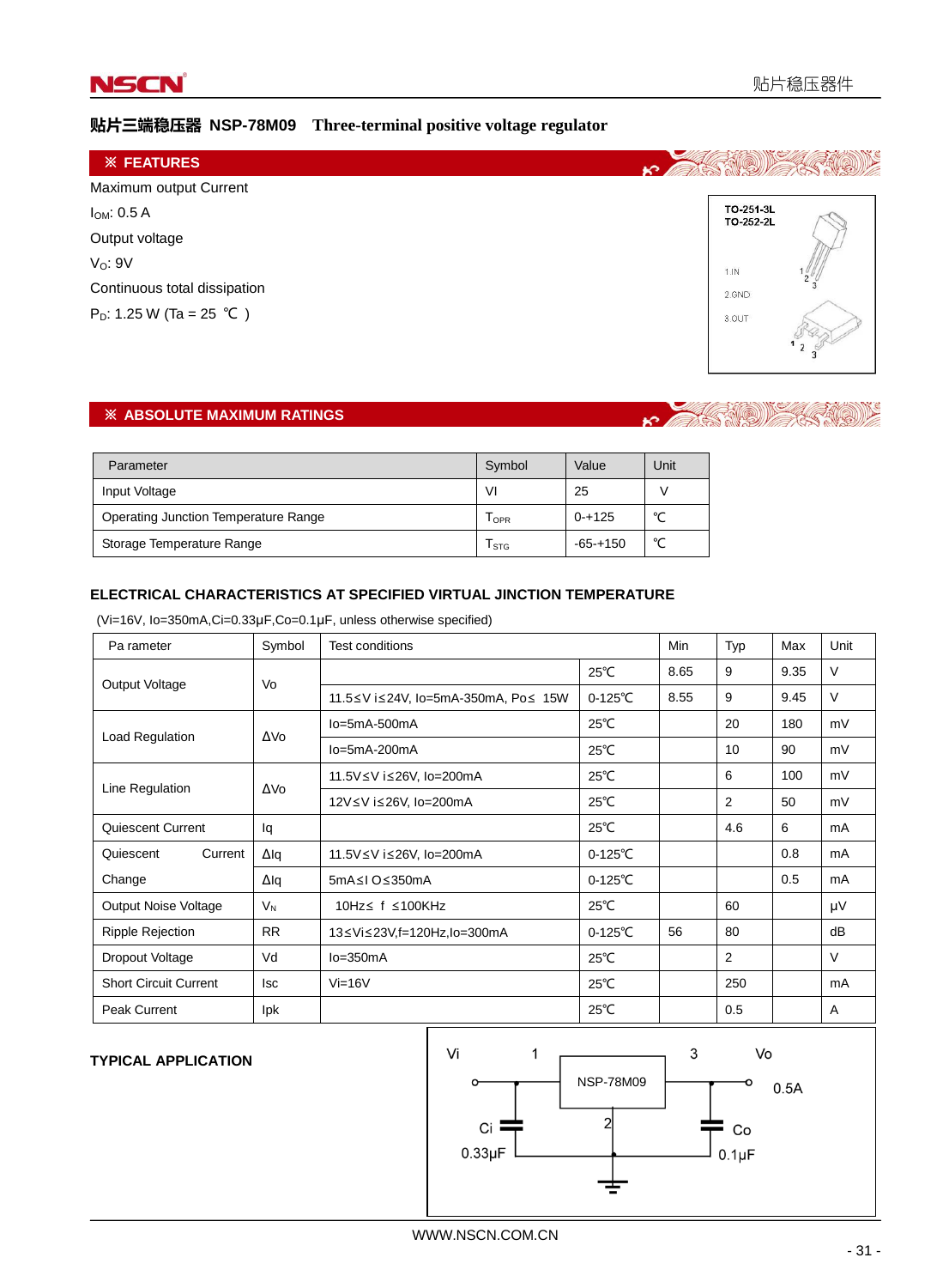# 贴片三端稳压器 NSP-78M09 Three-terminal positive voltage regulator

## ※ FEATURES

Maximum output Current

$I_{OM}$: 0.5 A

Output voltage

$V_O$: 9V

Continuous total dissipation

$P_D$: 1.25 W (Ta = 25 ℃ )

TO-251-3L
TO-252-2L

1.IN
2.GND
3.OUT

## ※ ABSOLUTE MAXIMUM RATINGS

| Parameter | Symbol | Value | Unit |
|---|---|---|---|
| Input Voltage | VI | 25 | V |
| Operating Junction Temperature Range | $T_{OPR}$ | 0-+125 | ℃ |
| Storage Temperature Range | $T_{STG}$ | -65-+150 | ℃ |

## ELECTRICAL CHARACTERISTICS AT SPECIFIED VIRTUAL JINCTION TEMPERATURE

(Vi=16V, Io=350mA,Ci=0.33μF,Co=0.1μF, unless otherwise specified)

| Pa rameter | Symbol | Test conditions | | Min | Typ | Max | Unit |
|---|---|---|---|---|---|---|---|
| Output Voltage | Vo | | 25℃ | 8.65 | 9 | 9.35 | V |
| | | 11.5≤V i≤24V, Io=5mA-350mA, Po≤ 15W | 0-125℃ | 8.55 | 9 | 9.45 | V |
| Load Regulation | ΔVo | Io=5mA-500mA | 25℃ | | 20 | 180 | mV |
| | | Io=5mA-200mA | 25℃ | | 10 | 90 | mV |
| Line Regulation | ΔVo | 11.5V≤V i≤26V, Io=200mA | 25℃ | | 6 | 100 | mV |
| | | 12V≤V i≤26V, Io=200mA | 25℃ | | 2 | 50 | mV |
| Quiescent Current | Iq | | 25℃ | | 4.6 | 6 | mA |
| Quiescent Current Change | ΔIq | 11.5V≤V i≤26V, Io=200mA | 0-125℃ | | | 0.8 | mA |
| | ΔIq | 5mA≤I O≤350mA | 0-125℃ | | | 0.5 | mA |
| Output Noise Voltage | $V_N$ | 10Hz≤ f ≤100KHz | 25℃ | | 60 | | μV |
| Ripple Rejection | RR | 13≤Vi≤23V,f=120Hz,Io=300mA | 0-125℃ | 56 | 80 | | dB |
| Dropout Voltage | Vd | Io=350mA | 25℃ | | 2 | | V |
| Short Circuit Current | Isc | Vi=16V | 25℃ | | 250 | | mA |
| Peak Current | Ipk | | 25℃ | | 0.5 | | A |

## TYPICAL APPLICATION

Vi 1 NSP-78M09 3 Vo 0.5A

Ci 0.33μF 2 Co 0.1μF

WWW.NSCN.COM.CN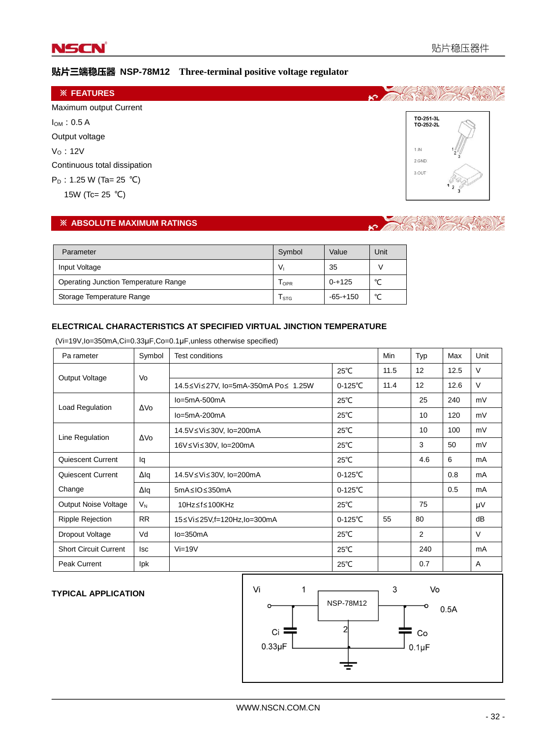# 贴片三端稳压器 NSP-78M12 Three-terminal positive voltage regulator

## ※ FEATURES

Maximum output Current

$I_{OM}$：0.5 A

Output voltage

$V_O$：12V

Continuous total dissipation

$P_D$：1.25 W (Ta= 25 ℃)

15W (Tc= 25 ℃)

TO-251-3L
TO-252-2L

1.IN
2.GND
3.OUT

## ※ ABSOLUTE MAXIMUM RATINGS

| Parameter | Symbol | Value | Unit |
|---|---|---|---|
| Input Voltage | $V_I$ | 35 | V |
| Operating Junction Temperature Range | $T_{OPR}$ | 0-+125 | ℃ |
| Storage Temperature Range | $T_{STG}$ | -65-+150 | ℃ |

## ELECTRICAL CHARACTERISTICS AT SPECIFIED VIRTUAL JINCTION TEMPERATURE

(Vi=19V,Io=350mA,Ci=0.33μF,Co=0.1μF,unless otherwise specified)

| Pa rameter | Symbol | Test conditions | | Min | Typ | Max | Unit |
|---|---|---|---|---|---|---|---|
| Output Voltage | Vo | | 25℃ | 11.5 | 12 | 12.5 | V |
| | | 14.5≤Vi≤27V, Io=5mA-350mA Po≤ 1.25W | 0-125℃ | 11.4 | 12 | 12.6 | V |
| Load Regulation | ΔVo | Io=5mA-500mA | 25℃ | | 25 | 240 | mV |
| | | Io=5mA-200mA | 25℃ | | 10 | 120 | mV |
| Line Regulation | ΔVo | 14.5V≤Vi≤30V, Io=200mA | 25℃ | | 10 | 100 | mV |
| | | 16V≤Vi≤30V, Io=200mA | 25℃ | | 3 | 50 | mV |
| Quiescent Current | Iq | | 25℃ | | 4.6 | 6 | mA |
| Quiescent Current Change | ΔIq | 14.5V≤Vi≤30V, Io=200mA | 0-125℃ | | | 0.8 | mA |
| | ΔIq | 5mA≤IO≤350mA | 0-125℃ | | | 0.5 | mA |
| Output Noise Voltage | $V_N$ | 10Hz≤f≤100KHz | 25℃ | | 75 | | μV |
| Ripple Rejection | RR | 15≤Vi≤25V,f=120Hz,Io=300mA | 0-125℃ | 55 | 80 | | dB |
| Dropout Voltage | Vd | Io=350mA | 25℃ | | 2 | | V |
| Short Circuit Current | Isc | Vi=19V | 25℃ | | 240 | | mA |
| Peak Current | Ipk | | 25℃ | | 0.7 | | A |

## TYPICAL APPLICATION

Vi 1 NSP-78M12 3 Vo 0.5A

Ci 0.33μF 2 Co 0.1μF

WWW.NSCN.COM.CN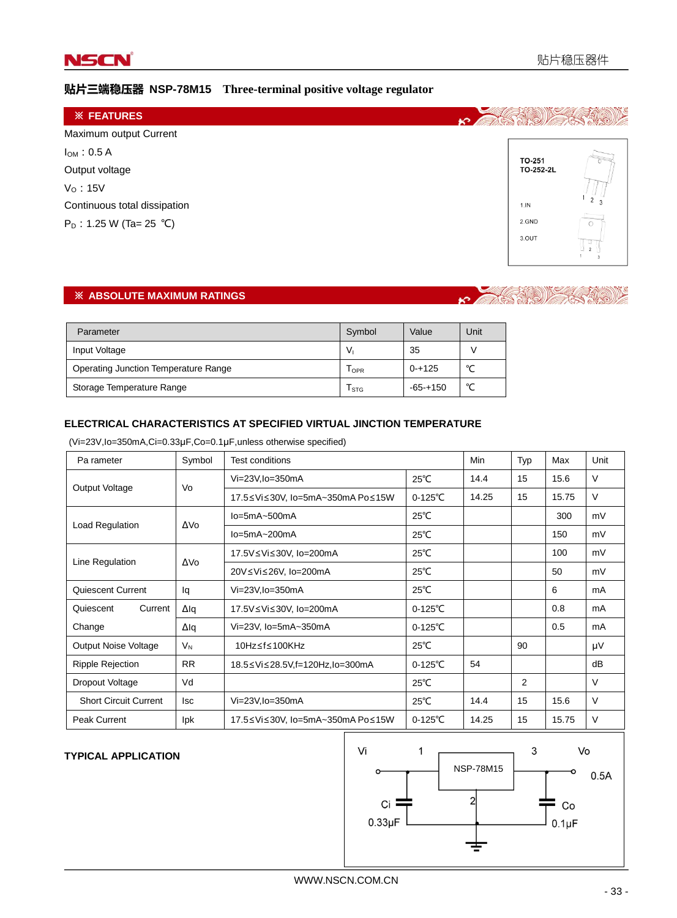# 贴片三端稳压器 NSP-78M15 Three-terminal positive voltage regulator

## ※ FEATURES

Maximum output Current

$I_{OM}$：0.5 A

Output voltage

$V_O$：15V

Continuous total dissipation

$P_D$：1.25 W (Ta= 25 ℃)

TO-251
TO-252-2L

1.IN
2.GND
3.OUT

## ※ ABSOLUTE MAXIMUM RATINGS

| Parameter | Symbol | Value | Unit |
|---|---|---|---|
| Input Voltage | $V_I$ | 35 | V |
| Operating Junction Temperature Range | $T_{OPR}$ | 0-+125 | ℃ |
| Storage Temperature Range | $T_{STG}$ | -65-+150 | ℃ |

### ELECTRICAL CHARACTERISTICS AT SPECIFIED VIRTUAL JINCTION TEMPERATURE

(Vi=23V,Io=350mA,Ci=0.33μF,Co=0.1μF,unless otherwise specified)

| Pa rameter | Symbol | Test conditions | | Min | Typ | Max | Unit |
|---|---|---|---|---|---|---|---|
| Output Voltage | Vo | Vi=23V,Io=350mA | 25℃ | 14.4 | 15 | 15.6 | V |
| | | 17.5≤Vi≤30V, Io=5mA~350mA Po≤15W | 0-125℃ | 14.25 | 15 | 15.75 | V |
| Load Regulation | ΔVo | Io=5mA~500mA | 25℃ | | | 300 | mV |
| | | Io=5mA~200mA | 25℃ | | | 150 | mV |
| Line Regulation | ΔVo | 17.5V≤Vi≤30V, Io=200mA | 25℃ | | | 100 | mV |
| | | 20V≤Vi≤26V, Io=200mA | 25℃ | | | 50 | mV |
| Quiescent Current | Iq | Vi=23V,Io=350mA | 25℃ | | | 6 | mA |
| Quiescent Current Change | ΔIq | 17.5V≤Vi≤30V, Io=200mA | 0-125℃ | | | 0.8 | mA |
| | ΔIq | Vi=23V, Io=5mA~350mA | 0-125℃ | | | 0.5 | mA |
| Output Noise Voltage | $V_N$ | 10Hz≤f≤100KHz | 25℃ | | 90 | | μV |
| Ripple Rejection | RR | 18.5≤Vi≤28.5V,f=120Hz,Io=300mA | 0-125℃ | 54 | | | dB |
| Dropout Voltage | Vd | | 25℃ | | 2 | | V |
| Short Circuit Current | Isc | Vi=23V,Io=350mA | 25℃ | 14.4 | 15 | 15.6 | V |
| Peak Current | Ipk | 17.5≤Vi≤30V, Io=5mA~350mA Po≤15W | 0-125℃ | 14.25 | 15 | 15.75 | V |

### TYPICAL APPLICATION

Vi 1 NSP-78M15 3 Vo 0.5A

2

Ci 0.33μF Co 0.1μF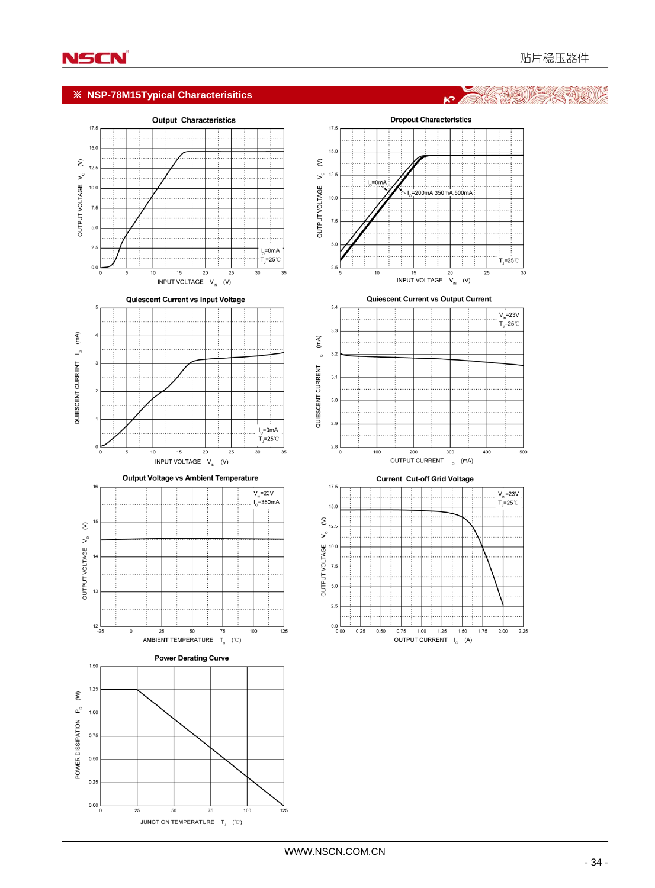## ※ NSP-78M15Typical Characterisitics

**Output Characteristics**

OUTPUT VOLTAGE $V_O$ (V)

17.5
15.0
12.5
10.0
7.5
5.0
2.5
0.0

0 5 10 15 20 25 30 35

INPUT VOLTAGE $V_{IN}$ (V)

$I_O$=0mA
$T_J$=25℃

**Dropout Characteristics**

OUTPUT VOLTAGE $V_O$ (V)

17.5
15.0
12.5
10.0
7.5
5.0
2.5

5 10 15 20 25 30

INPUT VOLTAGE $V_{IN}$ (V)

$I_O$=0mA
$I_O$=200mA,350mA,500mA
$T_J$=25℃

**Quiescent Current vs Input Voltage**

QUIESCENT CURRENT $I_Q$ (mA)

5
4
3
2
1
0

0 5 10 15 20 25 30 35

INPUT VOLTAGE $V_{IN}$ (V)

$I_O$=0mA
$T_J$=25℃

**Quiescent Current vs Output Current**

QUIESCENT CURRENT $I_Q$ (mA)

3.4
3.3
3.2
3.1
3.0
2.9
2.8

0 100 200 300 400 500

OUTPUT CURRENT $I_O$ (mA)

$V_{in}$=23V
$T_J$=25℃

**Output Voltage vs Ambient Temperature**

OUTPUT VOLTAGE $V_O$ (V)

16
15
14
13
12

-25 0 25 50 75 100 125

AMBIENT TEMPERATURE $T_a$ (℃)

$V_{in}$=23V
$I_O$=350mA

**Current Cut-off Grid Voltage**

OUTPUT VOLTAGE $V_O$ (V)

17.5
15.0
12.5
10.0
7.5
5.0
2.5
0.0

0.00 0.25 0.50 0.75 1.00 1.25 1.50 1.75 2.00 2.25

OUTPUT CURRENT $I_O$ (A)

$V_{IN}$=23V
$T_J$=25℃

**Power Derating Curve**

POWER DISSIPATION $P_D$ (W)

1.50
1.25
1.00
0.75
0.50
0.25
0.00

0 25 50 75 100 125

JUNCTION TEMPERATURE $T_J$ (℃)